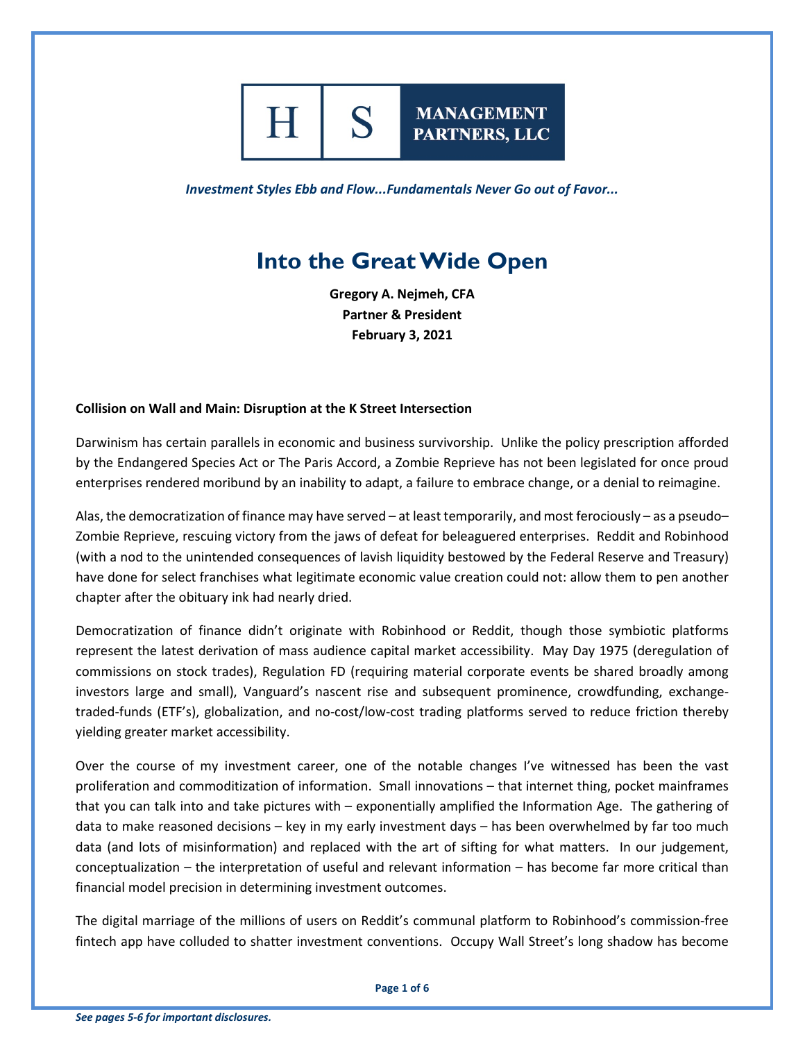H | S MANAGEMENT PARTNERS, LLC

*Investment Styles Ebb and Flow...Fundamentals Never Go out of Favor...*

# Into the Great Wide Open

**Gregory A. Nejmeh, CFA**
**Partner & President**
**February 3, 2021**

**Collision on Wall and Main: Disruption at the K Street Intersection**

Darwinism has certain parallels in economic and business survivorship. Unlike the policy prescription afforded by the Endangered Species Act or The Paris Accord, a Zombie Reprieve has not been legislated for once proud enterprises rendered moribund by an inability to adapt, a failure to embrace change, or a denial to reimagine.

Alas, the democratization of finance may have served – at least temporarily, and most ferociously – as a pseudo–Zombie Reprieve, rescuing victory from the jaws of defeat for beleaguered enterprises. Reddit and Robinhood (with a nod to the unintended consequences of lavish liquidity bestowed by the Federal Reserve and Treasury) have done for select franchises what legitimate economic value creation could not: allow them to pen another chapter after the obituary ink had nearly dried.

Democratization of finance didn't originate with Robinhood or Reddit, though those symbiotic platforms represent the latest derivation of mass audience capital market accessibility. May Day 1975 (deregulation of commissions on stock trades), Regulation FD (requiring material corporate events be shared broadly among investors large and small), Vanguard's nascent rise and subsequent prominence, crowdfunding, exchange-traded-funds (ETF's), globalization, and no-cost/low-cost trading platforms served to reduce friction thereby yielding greater market accessibility.

Over the course of my investment career, one of the notable changes I've witnessed has been the vast proliferation and commoditization of information. Small innovations – that internet thing, pocket mainframes that you can talk into and take pictures with – exponentially amplified the Information Age. The gathering of data to make reasoned decisions – key in my early investment days – has been overwhelmed by far too much data (and lots of misinformation) and replaced with the art of sifting for what matters. In our judgement, conceptualization – the interpretation of useful and relevant information – has become far more critical than financial model precision in determining investment outcomes.

The digital marriage of the millions of users on Reddit's communal platform to Robinhood's commission-free fintech app have colluded to shatter investment conventions. Occupy Wall Street's long shadow has become

*See pages 5-6 for important disclosures.*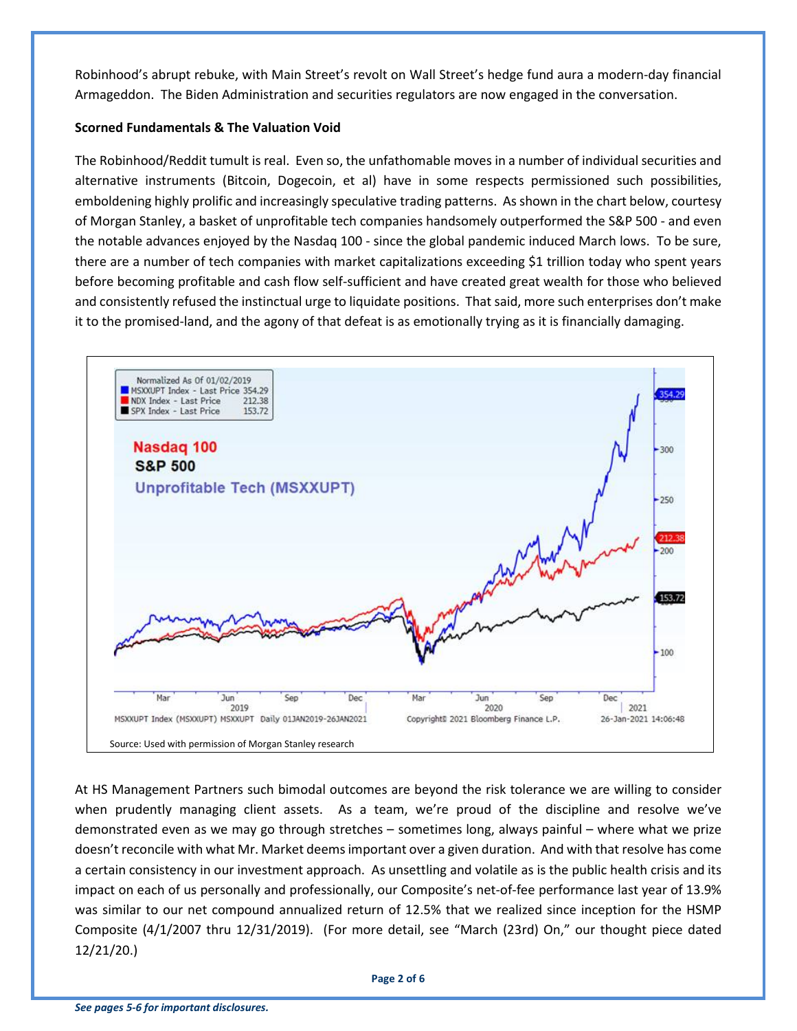Robinhood's abrupt rebuke, with Main Street's revolt on Wall Street's hedge fund aura a modern-day financial Armageddon. The Biden Administration and securities regulators are now engaged in the conversation.

**Scorned Fundamentals & The Valuation Void**

The Robinhood/Reddit tumult is real. Even so, the unfathomable moves in a number of individual securities and alternative instruments (Bitcoin, Dogecoin, et al) have in some respects permissioned such possibilities, emboldening highly prolific and increasingly speculative trading patterns. As shown in the chart below, courtesy of Morgan Stanley, a basket of unprofitable tech companies handsomely outperformed the S&P 500 - and even the notable advances enjoyed by the Nasdaq 100 - since the global pandemic induced March lows. To be sure, there are a number of tech companies with market capitalizations exceeding $1 trillion today who spent years before becoming profitable and cash flow self-sufficient and have created great wealth for those who believed and consistently refused the instinctual urge to liquidate positions. That said, more such enterprises don't make it to the promised-land, and the agony of that defeat is as emotionally trying as it is financially damaging.

Source: Used with permission of Morgan Stanley research

At HS Management Partners such bimodal outcomes are beyond the risk tolerance we are willing to consider when prudently managing client assets. As a team, we're proud of the discipline and resolve we've demonstrated even as we may go through stretches – sometimes long, always painful – where what we prize doesn't reconcile with what Mr. Market deems important over a given duration. And with that resolve has come a certain consistency in our investment approach. As unsettling and volatile as is the public health crisis and its impact on each of us personally and professionally, our Composite's net-of-fee performance last year of 13.9% was similar to our net compound annualized return of 12.5% that we realized since inception for the HSMP Composite (4/1/2007 thru 12/31/2019). (For more detail, see "March (23rd) On," our thought piece dated 12/21/20.)

*See pages 5-6 for important disclosures.*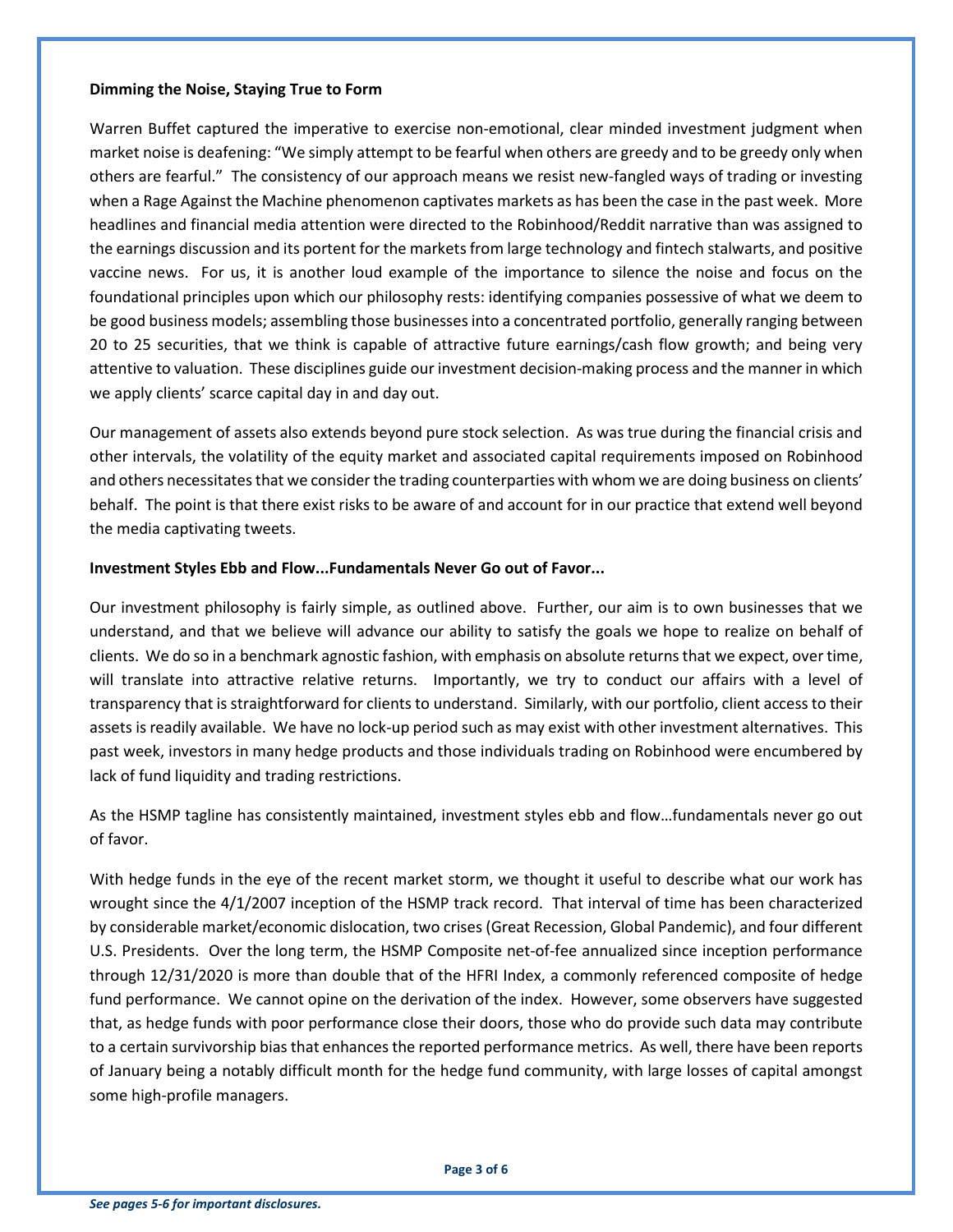**Dimming the Noise, Staying True to Form**

Warren Buffet captured the imperative to exercise non-emotional, clear minded investment judgment when market noise is deafening: "We simply attempt to be fearful when others are greedy and to be greedy only when others are fearful." The consistency of our approach means we resist new-fangled ways of trading or investing when a Rage Against the Machine phenomenon captivates markets as has been the case in the past week. More headlines and financial media attention were directed to the Robinhood/Reddit narrative than was assigned to the earnings discussion and its portent for the markets from large technology and fintech stalwarts, and positive vaccine news. For us, it is another loud example of the importance to silence the noise and focus on the foundational principles upon which our philosophy rests: identifying companies possessive of what we deem to be good business models; assembling those businesses into a concentrated portfolio, generally ranging between 20 to 25 securities, that we think is capable of attractive future earnings/cash flow growth; and being very attentive to valuation. These disciplines guide our investment decision-making process and the manner in which we apply clients' scarce capital day in and day out.

Our management of assets also extends beyond pure stock selection. As was true during the financial crisis and other intervals, the volatility of the equity market and associated capital requirements imposed on Robinhood and others necessitates that we consider the trading counterparties with whom we are doing business on clients' behalf. The point is that there exist risks to be aware of and account for in our practice that extend well beyond the media captivating tweets.

**Investment Styles Ebb and Flow...Fundamentals Never Go out of Favor...**

Our investment philosophy is fairly simple, as outlined above. Further, our aim is to own businesses that we understand, and that we believe will advance our ability to satisfy the goals we hope to realize on behalf of clients. We do so in a benchmark agnostic fashion, with emphasis on absolute returns that we expect, over time, will translate into attractive relative returns. Importantly, we try to conduct our affairs with a level of transparency that is straightforward for clients to understand. Similarly, with our portfolio, client access to their assets is readily available. We have no lock-up period such as may exist with other investment alternatives. This past week, investors in many hedge products and those individuals trading on Robinhood were encumbered by lack of fund liquidity and trading restrictions.

As the HSMP tagline has consistently maintained, investment styles ebb and flow…fundamentals never go out of favor.

With hedge funds in the eye of the recent market storm, we thought it useful to describe what our work has wrought since the 4/1/2007 inception of the HSMP track record. That interval of time has been characterized by considerable market/economic dislocation, two crises (Great Recession, Global Pandemic), and four different U.S. Presidents. Over the long term, the HSMP Composite net-of-fee annualized since inception performance through 12/31/2020 is more than double that of the HFRI Index, a commonly referenced composite of hedge fund performance. We cannot opine on the derivation of the index. However, some observers have suggested that, as hedge funds with poor performance close their doors, those who do provide such data may contribute to a certain survivorship bias that enhances the reported performance metrics. As well, there have been reports of January being a notably difficult month for the hedge fund community, with large losses of capital amongst some high-profile managers.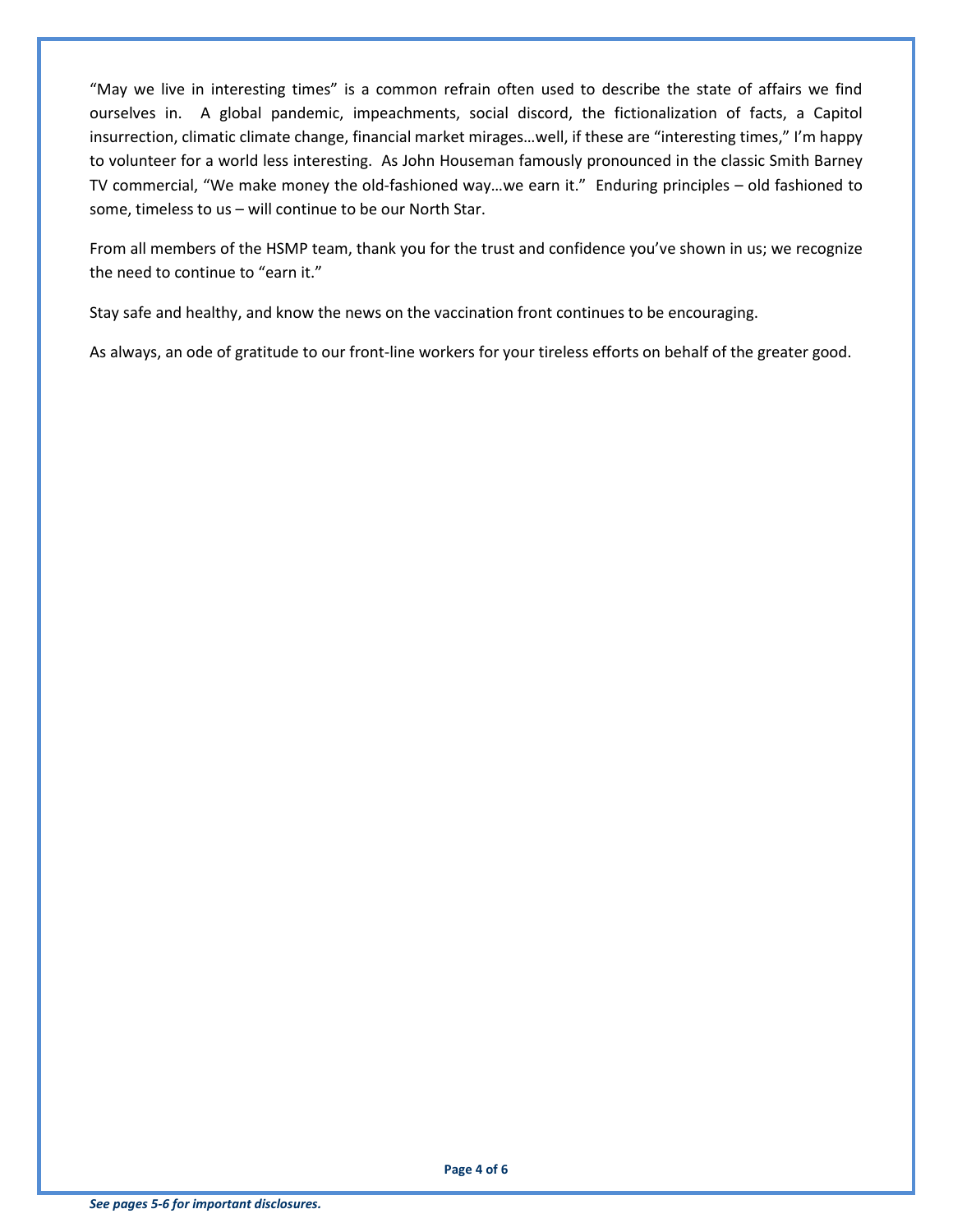"May we live in interesting times" is a common refrain often used to describe the state of affairs we find ourselves in. A global pandemic, impeachments, social discord, the fictionalization of facts, a Capitol insurrection, climatic climate change, financial market mirages…well, if these are "interesting times," I'm happy to volunteer for a world less interesting. As John Houseman famously pronounced in the classic Smith Barney TV commercial, "We make money the old-fashioned way…we earn it." Enduring principles – old fashioned to some, timeless to us – will continue to be our North Star.

From all members of the HSMP team, thank you for the trust and confidence you've shown in us; we recognize the need to continue to "earn it."

Stay safe and healthy, and know the news on the vaccination front continues to be encouraging.

As always, an ode of gratitude to our front-line workers for your tireless efforts on behalf of the greater good.

***See pages 5-6 for important disclosures.***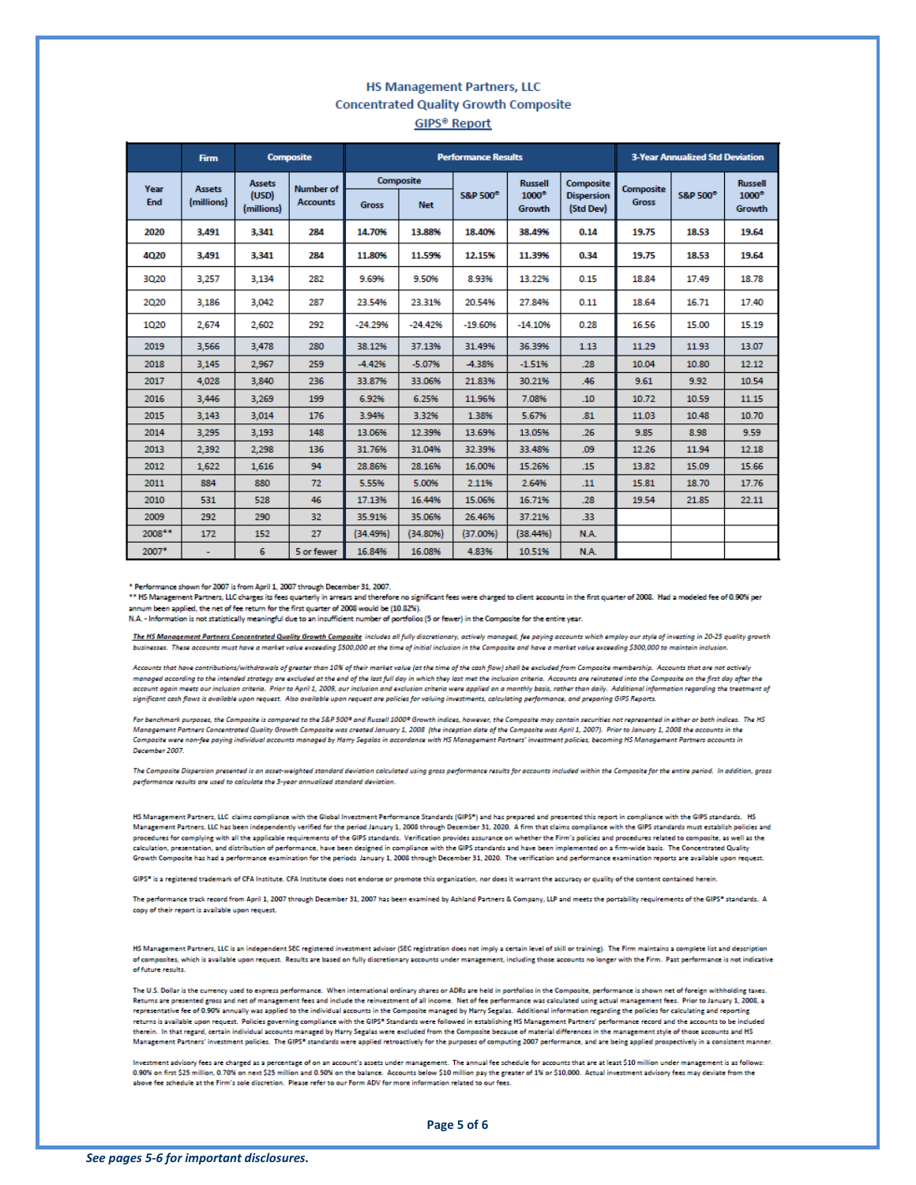# HS Management Partners, LLC
## Concentrated Quality Growth Composite
### GIPS® Report

| | Firm | Composite | | Performance Results | | | | | 3-Year Annualized Std Deviation | | |
|---|---|---|---|---|---|---|---|---|---|---|---|
| Year End | Assets (millions) | Assets (USD) (millions) | Number of Accounts | Composite Gross | Composite Net | S&P 500® | Russell 1000® Growth | Composite Dispersion (Std Dev) | Composite Gross | S&P 500® | Russell 1000® Growth |
| 2020 | 3,491 | 3,341 | 284 | 14.70% | 13.88% | 18.40% | 38.49% | 0.14 | 19.75 | 18.53 | 19.64 |
| 4Q20 | 3,491 | 3,341 | 284 | 11.80% | 11.59% | 12.15% | 11.39% | 0.34 | 19.75 | 18.53 | 19.64 |
| 3Q20 | 3,257 | 3,134 | 282 | 9.69% | 9.50% | 8.93% | 13.22% | 0.15 | 18.84 | 17.49 | 18.78 |
| 2Q20 | 3,186 | 3,042 | 287 | 23.54% | 23.31% | 20.54% | 27.84% | 0.11 | 18.64 | 16.71 | 17.40 |
| 1Q20 | 2,674 | 2,602 | 292 | -24.29% | -24.42% | -19.60% | -14.10% | 0.28 | 16.56 | 15.00 | 15.19 |
| 2019 | 3,566 | 3,478 | 280 | 38.12% | 37.13% | 31.49% | 36.39% | 1.13 | 11.29 | 11.93 | 13.07 |
| 2018 | 3,145 | 2,967 | 259 | -4.42% | -5.07% | -4.38% | -1.51% | .28 | 10.04 | 10.80 | 12.12 |
| 2017 | 4,028 | 3,840 | 236 | 33.87% | 33.06% | 21.83% | 30.21% | .46 | 9.61 | 9.92 | 10.54 |
| 2016 | 3,446 | 3,269 | 199 | 6.92% | 6.25% | 11.96% | 7.08% | .10 | 10.72 | 10.59 | 11.15 |
| 2015 | 3,143 | 3,014 | 176 | 3.94% | 3.32% | 1.38% | 5.67% | .81 | 11.03 | 10.48 | 10.70 |
| 2014 | 3,295 | 3,193 | 148 | 13.06% | 12.39% | 13.69% | 13.05% | .26 | 9.85 | 8.98 | 9.59 |
| 2013 | 2,392 | 2,298 | 136 | 31.76% | 31.04% | 32.39% | 33.48% | .09 | 12.26 | 11.94 | 12.18 |
| 2012 | 1,622 | 1,616 | 94 | 28.86% | 28.16% | 16.00% | 15.26% | .15 | 13.82 | 15.09 | 15.66 |
| 2011 | 884 | 880 | 72 | 5.55% | 5.00% | 2.11% | 2.64% | .11 | 15.81 | 18.70 | 17.76 |
| 2010 | 531 | 528 | 46 | 17.13% | 16.44% | 15.06% | 16.71% | .28 | 19.54 | 21.85 | 22.11 |
| 2009 | 292 | 290 | 32 | 35.91% | 35.06% | 26.46% | 37.21% | .33 | | | |
| 2008** | 172 | 152 | 27 | (34.49%) | (34.80%) | (37.00%) | (38.44%) | N.A. | | | |
| 2007* | - | 6 | 5 or fewer | 16.84% | 16.08% | 4.83% | 10.51% | N.A. | | | |

\* Performance shown for 2007 is from April 1, 2007 through December 31, 2007.
\*\* HS Management Partners, LLC charges its fees quarterly in arrears and therefore no significant fees were charged to client accounts in the first quarter of 2008. Had a modeled fee of 0.90% per annum been applied, the net of fee return for the first quarter of 2008 would be (10.82%).
N.A. - Information is not statistically meaningful due to an insufficient number of portfolios (5 or fewer) in the Composite for the entire year.

*__The HS Management Partners Concentrated Quality Growth Composite__ includes all fully discretionary, actively managed, fee paying accounts which employ our style of investing in 20-25 quality growth businesses. These accounts must have a market value exceeding $500,000 at the time of initial inclusion in the Composite and have a market value exceeding $300,000 to maintain inclusion.*

*Accounts that have contributions/withdrawals of greater than 10% of their market value (at the time of the cash flow) shall be excluded from Composite membership. Accounts that are not actively managed according to the intended strategy are excluded at the end of the last full day in which they last met the inclusion criteria. Accounts are reinstated into the Composite on the first day after the account again meets our inclusion criteria. Prior to April 1, 2009, our inclusion and exclusion criteria were applied on a monthly basis, rather than daily. Additional information regarding the treatment of significant cash flows is available upon request. Also available upon request are policies for valuing investments, calculating performance, and preparing GIPS Reports.*

*For benchmark purposes, the Composite is compared to the S&P 500® and Russell 1000® Growth indices, however, the Composite may contain securities not represented in either or both indices. The HS Management Partners Concentrated Quality Growth Composite was created January 1, 2008 (the inception date of the Composite was April 1, 2007). Prior to January 1, 2008 the accounts in the Composite were non-fee paying individual accounts managed by Harry Segalas in accordance with HS Management Partners' investment policies, becoming HS Management Partners accounts in December 2007.*

*The Composite Dispersion presented is an asset-weighted standard deviation calculated using gross performance results for accounts included within the Composite for the entire period. In addition, gross performance results are used to calculate the 3-year annualized standard deviation.*

HS Management Partners, LLC claims compliance with the Global Investment Performance Standards (GIPS®) and has prepared and presented this report in compliance with the GIPS standards. HS Management Partners, LLC has been independently verified for the period January 1, 2008 through December 31, 2020. A firm that claims compliance with the GIPS standards must establish policies and procedures for complying with all the applicable requirements of the GIPS standards. Verification provides assurance on whether the Firm's policies and procedures related to composite, as well as the calculation, presentation, and distribution of performance, have been designed in compliance with the GIPS standards and have been implemented on a firm-wide basis. The Concentrated Quality Growth Composite has had a performance examination for the periods January 1, 2008 through December 31, 2020. The verification and performance examination reports are available upon request.

GIPS® is a registered trademark of CFA Institute. CFA Institute does not endorse or promote this organization, nor does it warrant the accuracy or quality of the content contained herein.

The performance track record from April 1, 2007 through December 31, 2007 has been examined by Ashland Partners & Company, LLP and meets the portability requirements of the GIPS® standards. A copy of their report is available upon request.

HS Management Partners, LLC is an independent SEC registered investment advisor (SEC registration does not imply a certain level of skill or training). The Firm maintains a complete list and description of composites, which is available upon request. Results are based on fully discretionary accounts under management, including those accounts no longer with the Firm. Past performance is not indicative of future results.

The U.S. Dollar is the currency used to express performance. When international ordinary shares or ADRs are held in portfolios in the Composite, performance is shown net of foreign withholding taxes. Returns are presented gross and net of management fees and include the reinvestment of all income. Net of fee performance was calculated using actual management fees. Prior to January 1, 2008, a representative fee of 0.90% annually was applied to the individual accounts in the Composite managed by Harry Segalas. Additional information regarding the policies for calculating and reporting returns is available upon request. Policies governing compliance with the GIPS® Standards were followed in establishing HS Management Partners' performance record and the accounts to be included therein. In that regard, certain individual accounts managed by Harry Segalas were excluded from the Composite because of material differences in the management style of those accounts and HS Management Partners' investment policies. The GIPS® standards were applied retroactively for the purposes of computing 2007 performance, and are being applied prospectively in a consistent manner.

Investment advisory fees are charged as a percentage of on an account's assets under management. The annual fee schedule for accounts that are at least $10 million under management is as follows: 0.90% on first $25 million, 0.70% on next $25 million and 0.50% on the balance. Accounts below $10 million pay the greater of 1% or $10,000. Actual investment advisory fees may deviate from the above fee schedule at the Firm's sole discretion. Please refer to our Form ADV for more information related to our fees.

*See pages 5-6 for important disclosures.*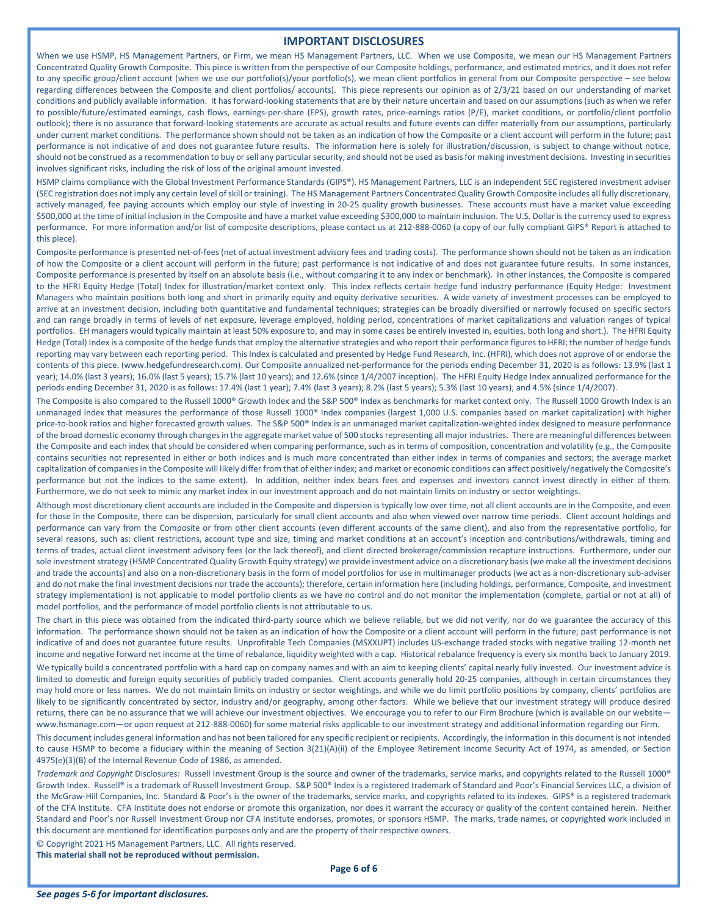## IMPORTANT DISCLOSURES

When we use HSMP, HS Management Partners, or Firm, we mean HS Management Partners, LLC. When we use Composite, we mean our HS Management Partners Concentrated Quality Growth Composite. This piece is written from the perspective of our Composite holdings, performance, and estimated metrics, and it does not refer to any specific group/client account (when we use our portfolio(s)/your portfolio(s), we mean client portfolios in general from our Composite perspective – see below regarding differences between the Composite and client portfolios/ accounts). This piece represents our opinion as of 2/3/21 based on our understanding of market conditions and publicly available information. It has forward-looking statements that are by their nature uncertain and based on our assumptions (such as when we refer to possible/future/estimated earnings, cash flows, earnings-per-share (EPS), growth rates, price-earnings ratios (P/E), market conditions, or portfolio/client portfolio outlook); there is no assurance that forward-looking statements are accurate as actual results and future events can differ materially from our assumptions, particularly under current market conditions. The performance shown should not be taken as an indication of how the Composite or a client account will perform in the future; past performance is not indicative of and does not guarantee future results. The information here is solely for illustration/discussion, is subject to change without notice, should not be construed as a recommendation to buy or sell any particular security, and should not be used as basis for making investment decisions. Investing in securities involves significant risks, including the risk of loss of the original amount invested.

HSMP claims compliance with the Global Investment Performance Standards (GIPS®). HS Management Partners, LLC is an independent SEC registered investment adviser (SEC registration does not imply any certain level of skill or training). The HS Management Partners Concentrated Quality Growth Composite includes all fully discretionary, actively managed, fee paying accounts which employ our style of investing in 20-25 quality growth businesses. These accounts must have a market value exceeding $500,000 at the time of initial inclusion in the Composite and have a market value exceeding $300,000 to maintain inclusion. The U.S. Dollar is the currency used to express performance. For more information and/or list of composite descriptions, please contact us at 212-888-0060 (a copy of our fully compliant GIPS® Report is attached to this piece).

Composite performance is presented net-of-fees (net of actual investment advisory fees and trading costs). The performance shown should not be taken as an indication of how the Composite or a client account will perform in the future; past performance is not indicative of and does not guarantee future results. In some instances, Composite performance is presented by itself on an absolute basis (i.e., without comparing it to any index or benchmark). In other instances, the Composite is compared to the HFRI Equity Hedge (Total) Index for illustration/market context only. This index reflects certain hedge fund industry performance (Equity Hedge: Investment Managers who maintain positions both long and short in primarily equity and equity derivative securities. A wide variety of investment processes can be employed to arrive at an investment decision, including both quantitative and fundamental techniques; strategies can be broadly diversified or narrowly focused on specific sectors and can range broadly in terms of levels of net exposure, leverage employed, holding period, concentrations of market capitalizations and valuation ranges of typical portfolios. EH managers would typically maintain at least 50% exposure to, and may in some cases be entirely invested in, equities, both long and short.). The HFRI Equity Hedge (Total) Index is a composite of the hedge funds that employ the alternative strategies and who report their performance figures to HFRI; the number of hedge funds reporting may vary between each reporting period. This Index is calculated and presented by Hedge Fund Research, Inc. (HFRI), which does not approve of or endorse the contents of this piece. (www.hedgefundresearch.com). Our Composite annualized net-performance for the periods ending December 31, 2020 is as follows: 13.9% (last 1 year); 14.0% (last 3 years); 16.0% (last 5 years); 15.7% (last 10 years); and 12.6% (since 1/4/2007 inception). The HFRI Equity Hedge Index annualized performance for the periods ending December 31, 2020 is as follows: 17.4% (last 1 year); 7.4% (last 3 years); 8.2% (last 5 years); 5.3% (last 10 years); and 4.5% (since 1/4/2007).

The Composite is also compared to the Russell 1000® Growth Index and the S&P 500® Index as benchmarks for market context only. The Russell 1000 Growth Index is an unmanaged index that measures the performance of those Russell 1000® Index companies (largest 1,000 U.S. companies based on market capitalization) with higher price-to-book ratios and higher forecasted growth values. The S&P 500® Index is an unmanaged market capitalization-weighted index designed to measure performance of the broad domestic economy through changes in the aggregate market value of 500 stocks representing all major industries. There are meaningful differences between the Composite and each index that should be considered when comparing performance, such as in terms of composition, concentration and volatility (e.g., the Composite contains securities not represented in either or both indices and is much more concentrated than either index in terms of companies and sectors; the average market capitalization of companies in the Composite will likely differ from that of either index; and market or economic conditions can affect positively/negatively the Composite's performance but not the indices to the same extent). In addition, neither index bears fees and expenses and investors cannot invest directly in either of them. Furthermore, we do not seek to mimic any market index in our investment approach and do not maintain limits on industry or sector weightings.

Although most discretionary client accounts are included in the Composite and dispersion is typically low over time, not all client accounts are in the Composite, and even for those in the Composite, there can be dispersion, particularly for small client accounts and also when viewed over narrow time periods. Client account holdings and performance can vary from the Composite or from other client accounts (even different accounts of the same client), and also from the representative portfolio, for several reasons, such as: client restrictions, account type and size, timing and market conditions at an account's inception and contributions/withdrawals, timing and terms of trades, actual client investment advisory fees (or the lack thereof), and client directed brokerage/commission recapture instructions. Furthermore, under our sole investment strategy (HSMP Concentrated Quality Growth Equity strategy) we provide investment advice on a discretionary basis (we make all the investment decisions and trade the accounts) and also on a non-discretionary basis in the form of model portfolios for use in multimanager products (we act as a non-discretionary sub-adviser and do not make the final investment decisions nor trade the accounts); therefore, certain information here (including holdings, performance, Composite, and investment strategy implementation) is not applicable to model portfolio clients as we have no control and do not monitor the implementation (complete, partial or not at all) of model portfolios, and the performance of model portfolio clients is not attributable to us.

The chart in this piece was obtained from the indicated third-party source which we believe reliable, but we did not verify, nor do we guarantee the accuracy of this information. The performance shown should not be taken as an indication of how the Composite or a client account will perform in the future; past performance is not indicative of and does not guarantee future results. Unprofitable Tech Companies (MSXXUPT) includes US-exchange traded stocks with negative trailing 12-month net income and negative forward net income at the time of rebalance, liquidity weighted with a cap. Historical rebalance frequency is every six months back to January 2019.

We typically build a concentrated portfolio with a hard cap on company names and with an aim to keeping clients' capital nearly fully invested. Our investment advice is limited to domestic and foreign equity securities of publicly traded companies. Client accounts generally hold 20-25 companies, although in certain circumstances they may hold more or less names. We do not maintain limits on industry or sector weightings, and while we do limit portfolio positions by company, clients' portfolios are likely to be significantly concentrated by sector, industry and/or geography, among other factors. While we believe that our investment strategy will produce desired returns, there can be no assurance that we will achieve our investment objectives. We encourage you to refer to our Firm Brochure (which is available on our website—www.hsmanage.com—or upon request at 212-888-0060) for some material risks applicable to our investment strategy and additional information regarding our Firm.

This document includes general information and has not been tailored for any specific recipient or recipients. Accordingly, the information in this document is not intended to cause HSMP to become a fiduciary within the meaning of Section 3(21)(A)(ii) of the Employee Retirement Income Security Act of 1974, as amended, or Section 4975(e)(3)(B) of the Internal Revenue Code of 1986, as amended.

*Trademark and Copyright* Disclosures: Russell Investment Group is the source and owner of the trademarks, service marks, and copyrights related to the Russell 1000® Growth Index. Russell® is a trademark of Russell Investment Group. S&P 500® Index is a registered trademark of Standard and Poor's Financial Services LLC, a division of the McGraw-Hill Companies, Inc. Standard & Poor's is the owner of the trademarks, service marks, and copyrights related to its indexes. GIPS® is a registered trademark of the CFA Institute. CFA Institute does not endorse or promote this organization, nor does it warrant the accuracy or quality of the content contained herein. Neither Standard and Poor's nor Russell Investment Group nor CFA Institute endorses, promotes, or sponsors HSMP. The marks, trade names, or copyrighted work included in this document are mentioned for identification purposes only and are the property of their respective owners.

© Copyright 2021 HS Management Partners, LLC. All rights reserved.
**This material shall not be reproduced without permission.**

***See pages 5-6 for important disclosures.***